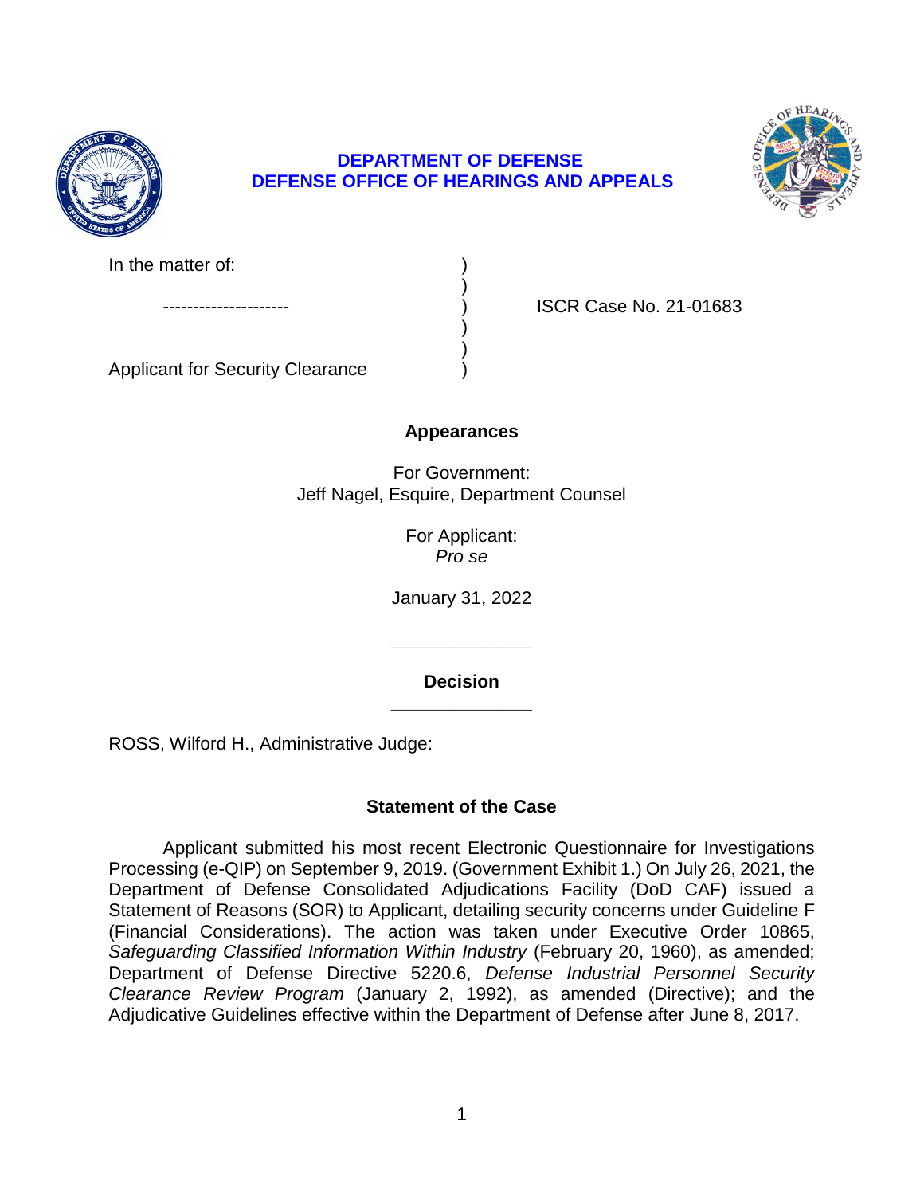**DEPARTMENT OF DEFENSE**
**DEFENSE OFFICE OF HEARINGS AND APPEALS**

| | | |
|---|---|---|
| In the matter of: | ) | |
| | ) | |
| --------------------- | ) | ISCR Case No. 21-01683 |
| | ) | |
| | ) | |
| Applicant for Security Clearance | ) | |

## Appearances

For Government:
Jeff Nagel, Esquire, Department Counsel

For Applicant:
*Pro se*

January 31, 2022

______________

## Decision

______________

ROSS, Wilford H., Administrative Judge:

### Statement of the Case

Applicant submitted his most recent Electronic Questionnaire for Investigations Processing (e-QIP) on September 9, 2019. (Government Exhibit 1.) On July 26, 2021, the Department of Defense Consolidated Adjudications Facility (DoD CAF) issued a Statement of Reasons (SOR) to Applicant, detailing security concerns under Guideline F (Financial Considerations). The action was taken under Executive Order 10865, *Safeguarding Classified Information Within Industry* (February 20, 1960), as amended; Department of Defense Directive 5220.6, *Defense Industrial Personnel Security Clearance Review Program* (January 2, 1992), as amended (Directive); and the Adjudicative Guidelines effective within the Department of Defense after June 8, 2017.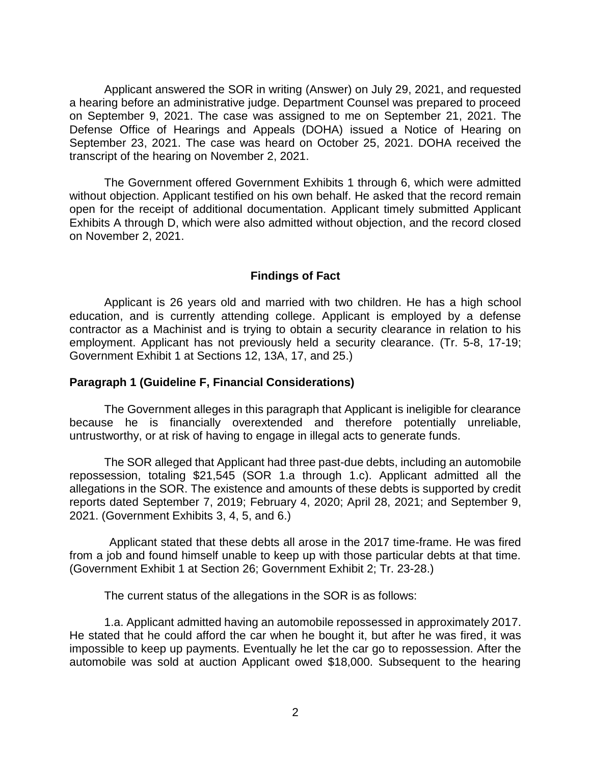Applicant answered the SOR in writing (Answer) on July 29, 2021, and requested a hearing before an administrative judge. Department Counsel was prepared to proceed on September 9, 2021. The case was assigned to me on September 21, 2021. The Defense Office of Hearings and Appeals (DOHA) issued a Notice of Hearing on September 23, 2021. The case was heard on October 25, 2021. DOHA received the transcript of the hearing on November 2, 2021.

The Government offered Government Exhibits 1 through 6, which were admitted without objection. Applicant testified on his own behalf. He asked that the record remain open for the receipt of additional documentation. Applicant timely submitted Applicant Exhibits A through D, which were also admitted without objection, and the record closed on November 2, 2021.

## Findings of Fact

Applicant is 26 years old and married with two children. He has a high school education, and is currently attending college. Applicant is employed by a defense contractor as a Machinist and is trying to obtain a security clearance in relation to his employment. Applicant has not previously held a security clearance. (Tr. 5-8, 17-19; Government Exhibit 1 at Sections 12, 13A, 17, and 25.)

### Paragraph 1 (Guideline F, Financial Considerations)

The Government alleges in this paragraph that Applicant is ineligible for clearance because he is financially overextended and therefore potentially unreliable, untrustworthy, or at risk of having to engage in illegal acts to generate funds.

The SOR alleged that Applicant had three past-due debts, including an automobile repossession, totaling $21,545 (SOR 1.a through 1.c). Applicant admitted all the allegations in the SOR. The existence and amounts of these debts is supported by credit reports dated September 7, 2019; February 4, 2020; April 28, 2021; and September 9, 2021. (Government Exhibits 3, 4, 5, and 6.)

Applicant stated that these debts all arose in the 2017 time-frame. He was fired from a job and found himself unable to keep up with those particular debts at that time. (Government Exhibit 1 at Section 26; Government Exhibit 2; Tr. 23-28.)

The current status of the allegations in the SOR is as follows:

1.a. Applicant admitted having an automobile repossessed in approximately 2017. He stated that he could afford the car when he bought it, but after he was fired, it was impossible to keep up payments. Eventually he let the car go to repossession. After the automobile was sold at auction Applicant owed $18,000. Subsequent to the hearing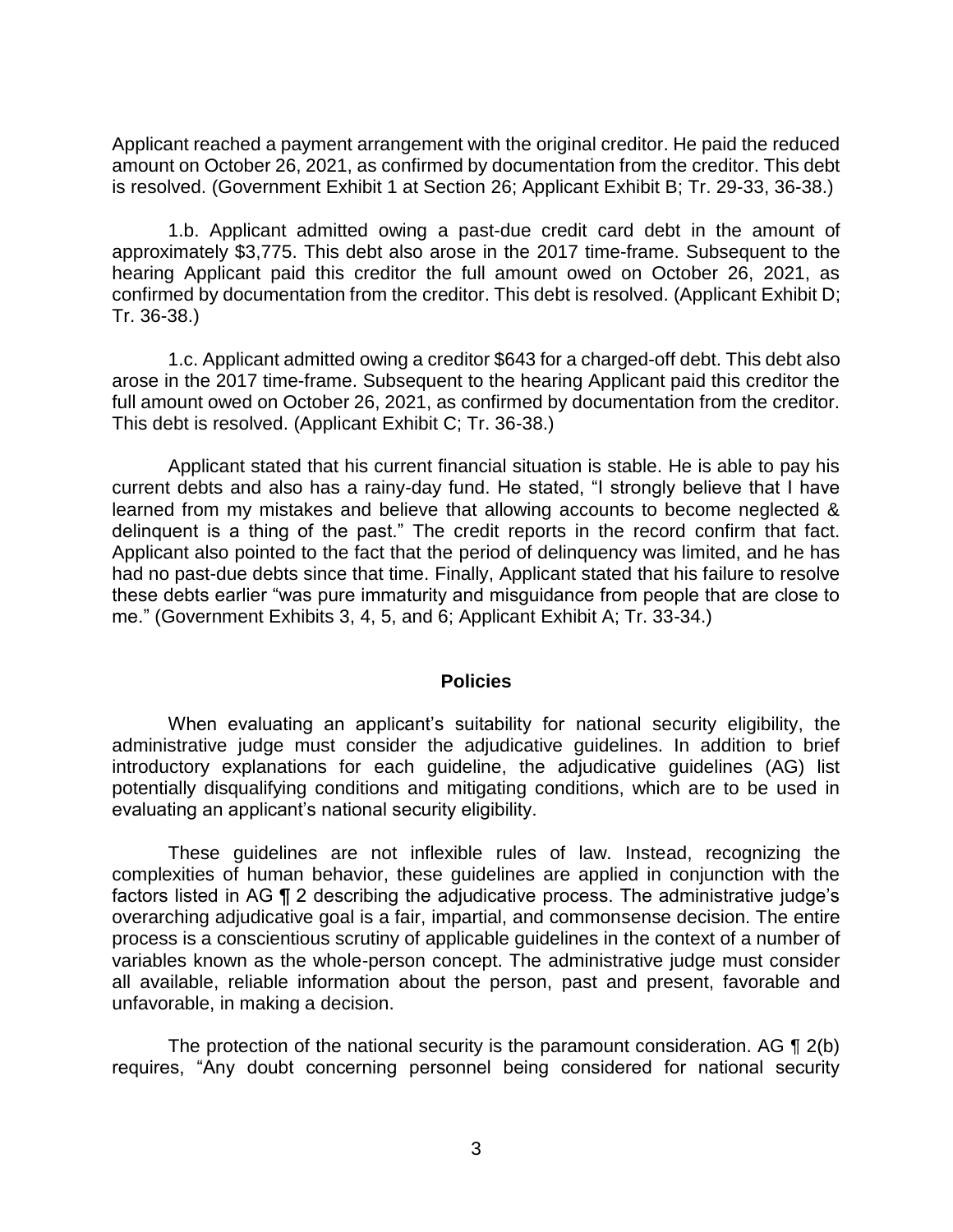Applicant reached a payment arrangement with the original creditor. He paid the reduced amount on October 26, 2021, as confirmed by documentation from the creditor. This debt is resolved. (Government Exhibit 1 at Section 26; Applicant Exhibit B; Tr. 29-33, 36-38.)

1.b. Applicant admitted owing a past-due credit card debt in the amount of approximately $3,775. This debt also arose in the 2017 time-frame. Subsequent to the hearing Applicant paid this creditor the full amount owed on October 26, 2021, as confirmed by documentation from the creditor. This debt is resolved. (Applicant Exhibit D; Tr. 36-38.)

1.c. Applicant admitted owing a creditor $643 for a charged-off debt. This debt also arose in the 2017 time-frame. Subsequent to the hearing Applicant paid this creditor the full amount owed on October 26, 2021, as confirmed by documentation from the creditor. This debt is resolved. (Applicant Exhibit C; Tr. 36-38.)

Applicant stated that his current financial situation is stable. He is able to pay his current debts and also has a rainy-day fund. He stated, "I strongly believe that I have learned from my mistakes and believe that allowing accounts to become neglected & delinquent is a thing of the past." The credit reports in the record confirm that fact. Applicant also pointed to the fact that the period of delinquency was limited, and he has had no past-due debts since that time. Finally, Applicant stated that his failure to resolve these debts earlier "was pure immaturity and misguidance from people that are close to me." (Government Exhibits 3, 4, 5, and 6; Applicant Exhibit A; Tr. 33-34.)

## Policies

When evaluating an applicant's suitability for national security eligibility, the administrative judge must consider the adjudicative guidelines. In addition to brief introductory explanations for each guideline, the adjudicative guidelines (AG) list potentially disqualifying conditions and mitigating conditions, which are to be used in evaluating an applicant's national security eligibility.

These guidelines are not inflexible rules of law. Instead, recognizing the complexities of human behavior, these guidelines are applied in conjunction with the factors listed in AG ¶ 2 describing the adjudicative process. The administrative judge's overarching adjudicative goal is a fair, impartial, and commonsense decision. The entire process is a conscientious scrutiny of applicable guidelines in the context of a number of variables known as the whole-person concept. The administrative judge must consider all available, reliable information about the person, past and present, favorable and unfavorable, in making a decision.

The protection of the national security is the paramount consideration. AG ¶ 2(b) requires, "Any doubt concerning personnel being considered for national security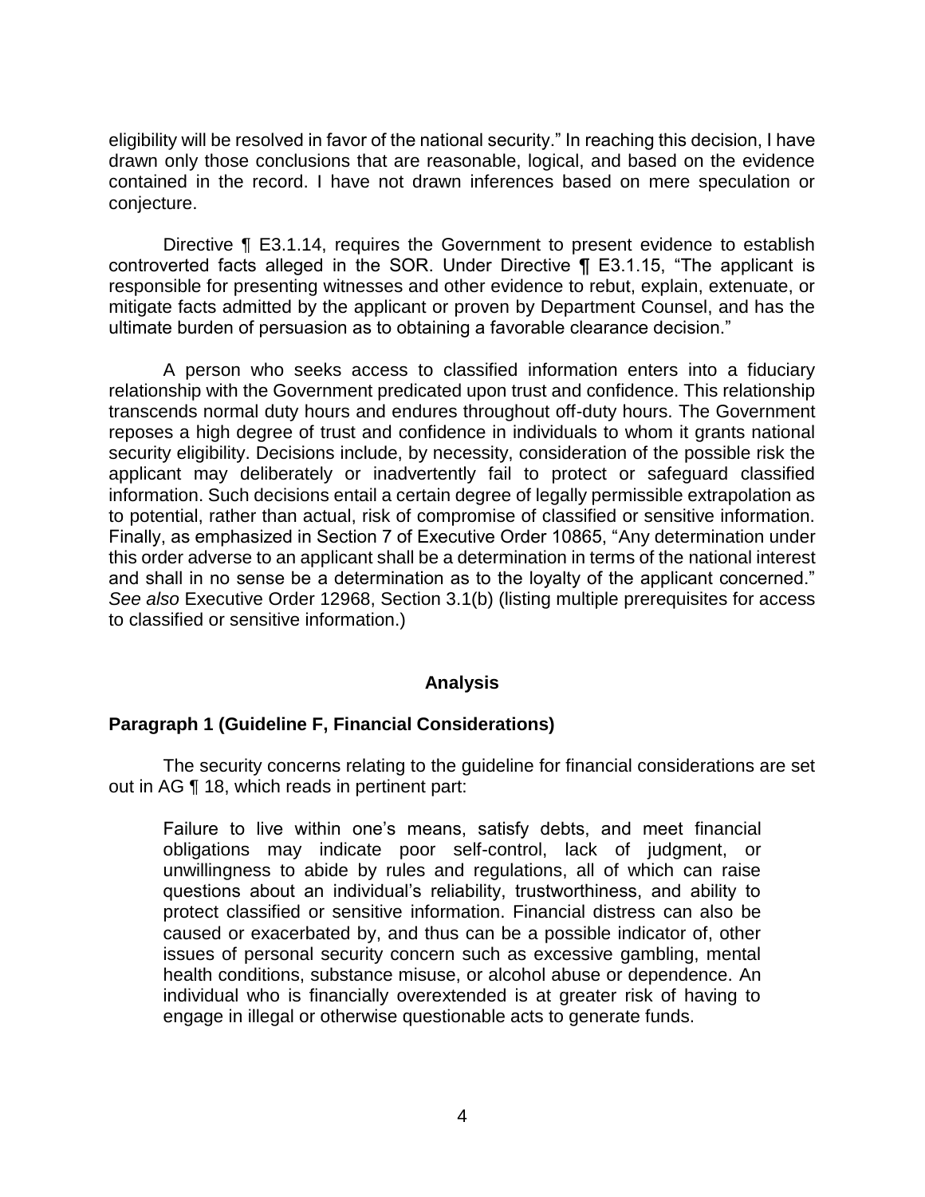eligibility will be resolved in favor of the national security." In reaching this decision, I have drawn only those conclusions that are reasonable, logical, and based on the evidence contained in the record. I have not drawn inferences based on mere speculation or conjecture.

Directive ¶ E3.1.14, requires the Government to present evidence to establish controverted facts alleged in the SOR. Under Directive ¶ E3.1.15, "The applicant is responsible for presenting witnesses and other evidence to rebut, explain, extenuate, or mitigate facts admitted by the applicant or proven by Department Counsel, and has the ultimate burden of persuasion as to obtaining a favorable clearance decision."

A person who seeks access to classified information enters into a fiduciary relationship with the Government predicated upon trust and confidence. This relationship transcends normal duty hours and endures throughout off-duty hours. The Government reposes a high degree of trust and confidence in individuals to whom it grants national security eligibility. Decisions include, by necessity, consideration of the possible risk the applicant may deliberately or inadvertently fail to protect or safeguard classified information. Such decisions entail a certain degree of legally permissible extrapolation as to potential, rather than actual, risk of compromise of classified or sensitive information. Finally, as emphasized in Section 7 of Executive Order 10865, "Any determination under this order adverse to an applicant shall be a determination in terms of the national interest and shall in no sense be a determination as to the loyalty of the applicant concerned." *See also* Executive Order 12968, Section 3.1(b) (listing multiple prerequisites for access to classified or sensitive information.)

## Analysis

### Paragraph 1 (Guideline F, Financial Considerations)

The security concerns relating to the guideline for financial considerations are set out in AG ¶ 18, which reads in pertinent part:

> Failure to live within one's means, satisfy debts, and meet financial obligations may indicate poor self-control, lack of judgment, or unwillingness to abide by rules and regulations, all of which can raise questions about an individual's reliability, trustworthiness, and ability to protect classified or sensitive information. Financial distress can also be caused or exacerbated by, and thus can be a possible indicator of, other issues of personal security concern such as excessive gambling, mental health conditions, substance misuse, or alcohol abuse or dependence. An individual who is financially overextended is at greater risk of having to engage in illegal or otherwise questionable acts to generate funds.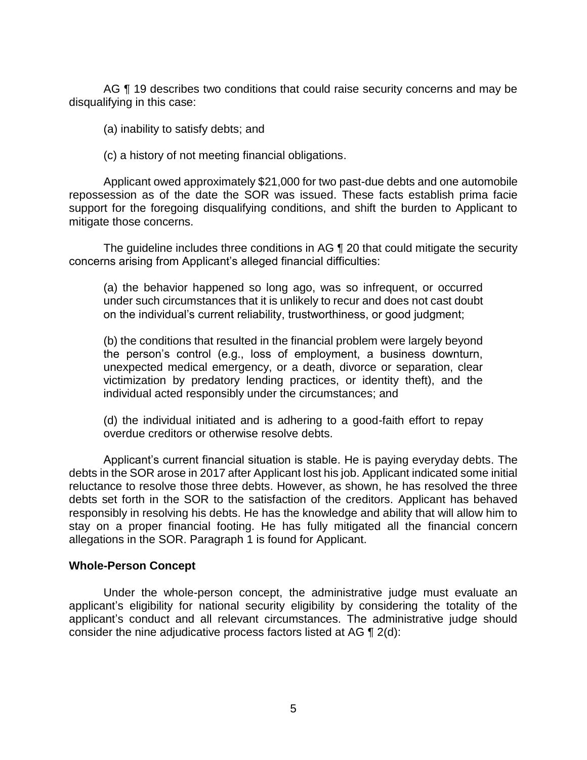AG ¶ 19 describes two conditions that could raise security concerns and may be disqualifying in this case:

(a) inability to satisfy debts; and

(c) a history of not meeting financial obligations.

Applicant owed approximately $21,000 for two past-due debts and one automobile repossession as of the date the SOR was issued. These facts establish prima facie support for the foregoing disqualifying conditions, and shift the burden to Applicant to mitigate those concerns.

The guideline includes three conditions in AG ¶ 20 that could mitigate the security concerns arising from Applicant's alleged financial difficulties:

> (a) the behavior happened so long ago, was so infrequent, or occurred under such circumstances that it is unlikely to recur and does not cast doubt on the individual's current reliability, trustworthiness, or good judgment;
>
> (b) the conditions that resulted in the financial problem were largely beyond the person's control (e.g., loss of employment, a business downturn, unexpected medical emergency, or a death, divorce or separation, clear victimization by predatory lending practices, or identity theft), and the individual acted responsibly under the circumstances; and
>
> (d) the individual initiated and is adhering to a good-faith effort to repay overdue creditors or otherwise resolve debts.

Applicant's current financial situation is stable. He is paying everyday debts. The debts in the SOR arose in 2017 after Applicant lost his job. Applicant indicated some initial reluctance to resolve those three debts. However, as shown, he has resolved the three debts set forth in the SOR to the satisfaction of the creditors. Applicant has behaved responsibly in resolving his debts. He has the knowledge and ability that will allow him to stay on a proper financial footing. He has fully mitigated all the financial concern allegations in the SOR. Paragraph 1 is found for Applicant.

## Whole-Person Concept

Under the whole-person concept, the administrative judge must evaluate an applicant's eligibility for national security eligibility by considering the totality of the applicant's conduct and all relevant circumstances. The administrative judge should consider the nine adjudicative process factors listed at AG ¶ 2(d):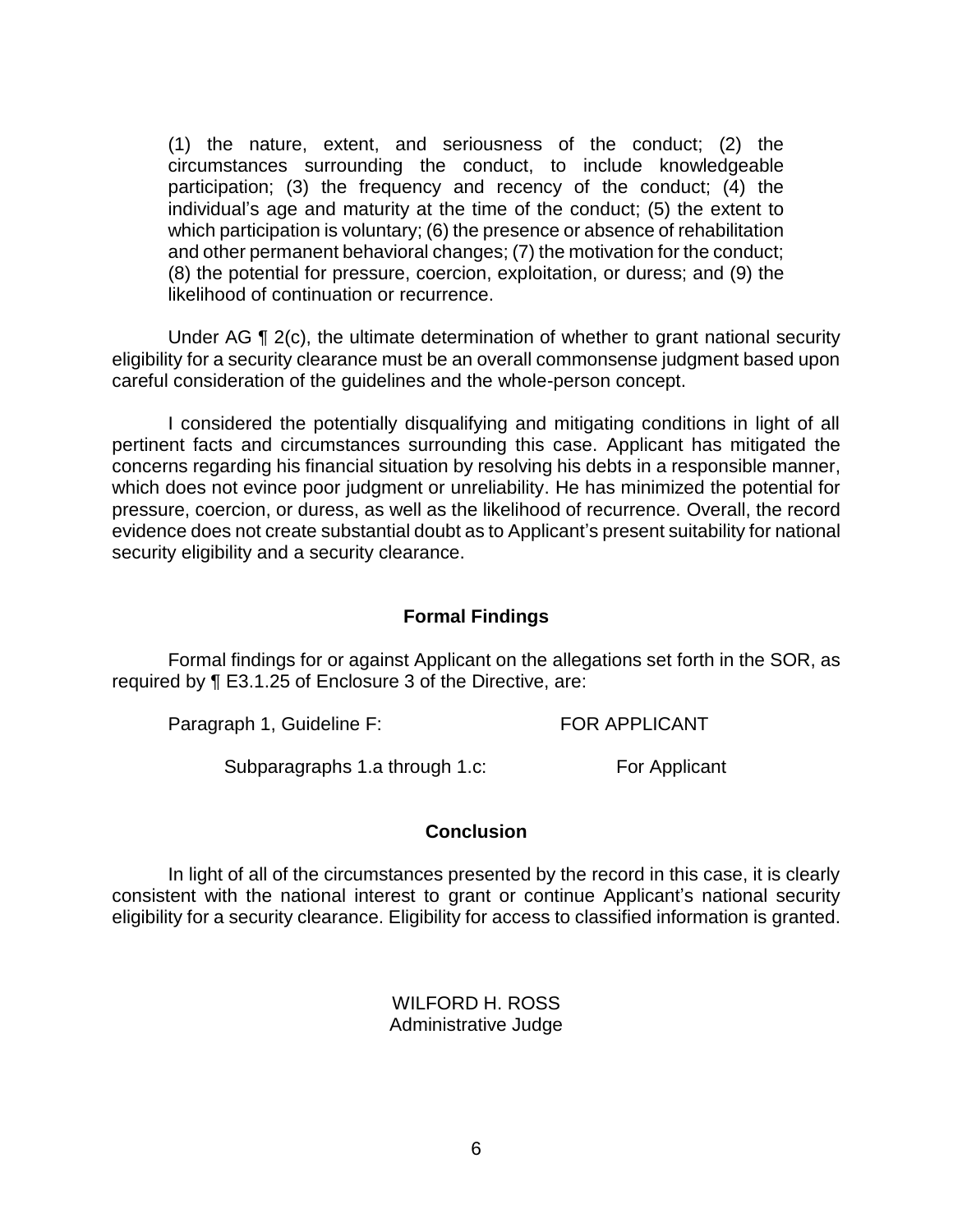(1) the nature, extent, and seriousness of the conduct; (2) the circumstances surrounding the conduct, to include knowledgeable participation; (3) the frequency and recency of the conduct; (4) the individual's age and maturity at the time of the conduct; (5) the extent to which participation is voluntary; (6) the presence or absence of rehabilitation and other permanent behavioral changes; (7) the motivation for the conduct; (8) the potential for pressure, coercion, exploitation, or duress; and (9) the likelihood of continuation or recurrence.

Under AG ¶ 2(c), the ultimate determination of whether to grant national security eligibility for a security clearance must be an overall commonsense judgment based upon careful consideration of the guidelines and the whole-person concept.

I considered the potentially disqualifying and mitigating conditions in light of all pertinent facts and circumstances surrounding this case. Applicant has mitigated the concerns regarding his financial situation by resolving his debts in a responsible manner, which does not evince poor judgment or unreliability. He has minimized the potential for pressure, coercion, or duress, as well as the likelihood of recurrence. Overall, the record evidence does not create substantial doubt as to Applicant's present suitability for national security eligibility and a security clearance.

## Formal Findings

Formal findings for or against Applicant on the allegations set forth in the SOR, as required by ¶ E3.1.25 of Enclosure 3 of the Directive, are:

Paragraph 1, Guideline F: FOR APPLICANT

Subparagraphs 1.a through 1.c: For Applicant

## Conclusion

In light of all of the circumstances presented by the record in this case, it is clearly consistent with the national interest to grant or continue Applicant's national security eligibility for a security clearance. Eligibility for access to classified information is granted.

WILFORD H. ROSS
Administrative Judge